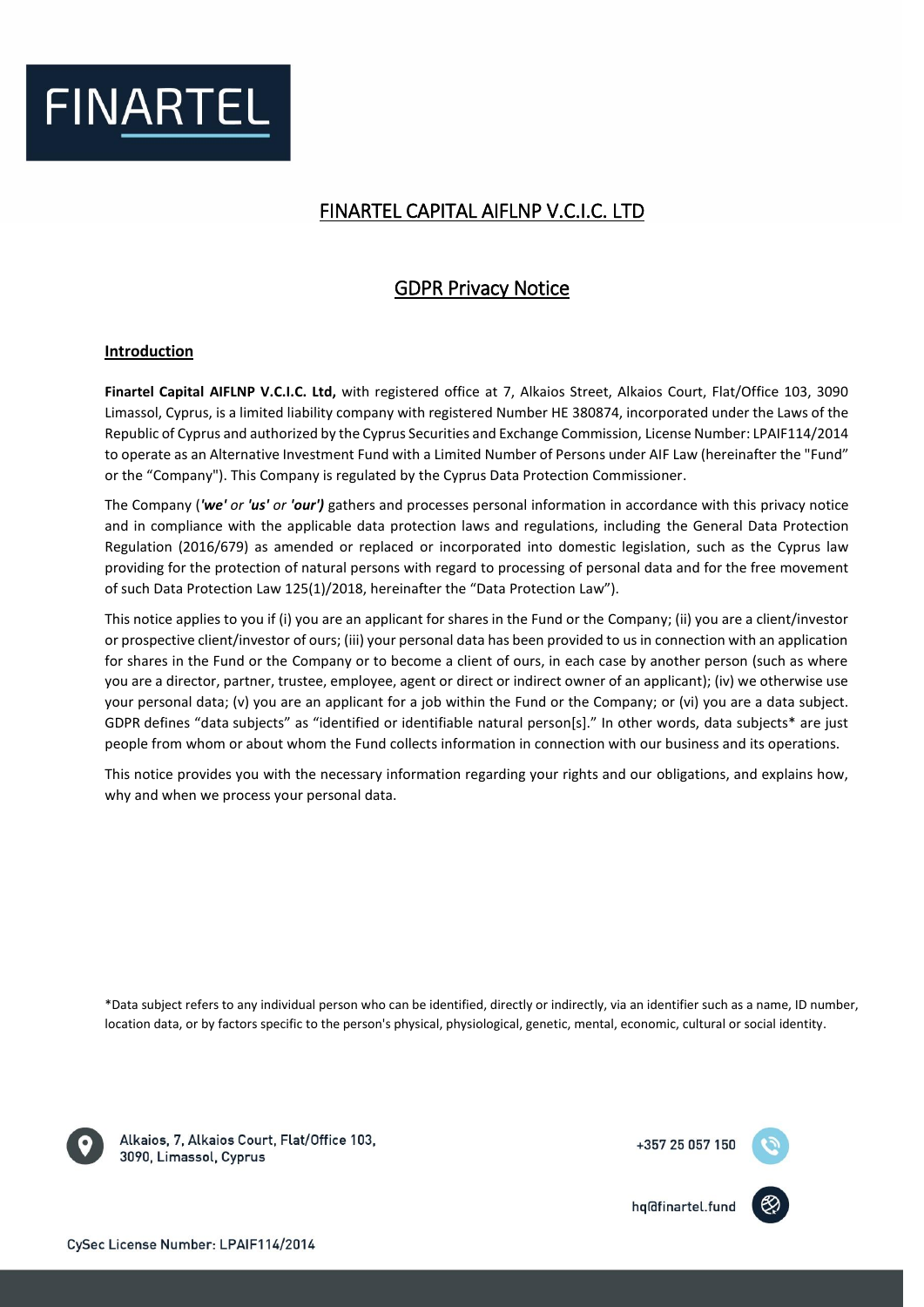# FINARTEL CAPITAL AIFLNP V.C.I.C. LTD

## GDPR Privacy Notice

### Introduction

**Finartel Capital AIFLNP V.C.I.C. Ltd,** with registered office at 7, Alkaios Street, Alkaios Court, Flat/Office 103, 3090 Limassol, Cyprus, is a limited liability company with registered Number HE 380874, incorporated under the Laws of the Republic of Cyprus and authorized by the Cyprus Securities and Exchange Commission, License Number: LPAIF114/2014 to operate as an Alternative Investment Fund with a Limited Number of Persons under AIF Law (hereinafter the "Fund" or the "Company"). This Company is regulated by the Cyprus Data Protection Commissioner.

The Company (***'we'*** *or* ***'us'*** *or* ***'our')*** gathers and processes personal information in accordance with this privacy notice and in compliance with the applicable data protection laws and regulations, including the General Data Protection Regulation (2016/679) as amended or replaced or incorporated into domestic legislation, such as the Cyprus law providing for the protection of natural persons with regard to processing of personal data and for the free movement of such Data Protection Law 125(1)/2018, hereinafter the "Data Protection Law").

This notice applies to you if (i) you are an applicant for shares in the Fund or the Company; (ii) you are a client/investor or prospective client/investor of ours; (iii) your personal data has been provided to us in connection with an application for shares in the Fund or the Company or to become a client of ours, in each case by another person (such as where you are a director, partner, trustee, employee, agent or direct or indirect owner of an applicant); (iv) we otherwise use your personal data; (v) you are an applicant for a job within the Fund or the Company; or (vi) you are a data subject. GDPR defines "data subjects" as "identified or identifiable natural person[s]." In other words, data subjects* are just people from whom or about whom the Fund collects information in connection with our business and its operations.

This notice provides you with the necessary information regarding your rights and our obligations, and explains how, why and when we process your personal data.

*Data subject refers to any individual person who can be identified, directly or indirectly, via an identifier such as a name, ID number, location data, or by factors specific to the person's physical, physiological, genetic, mental, economic, cultural or social identity.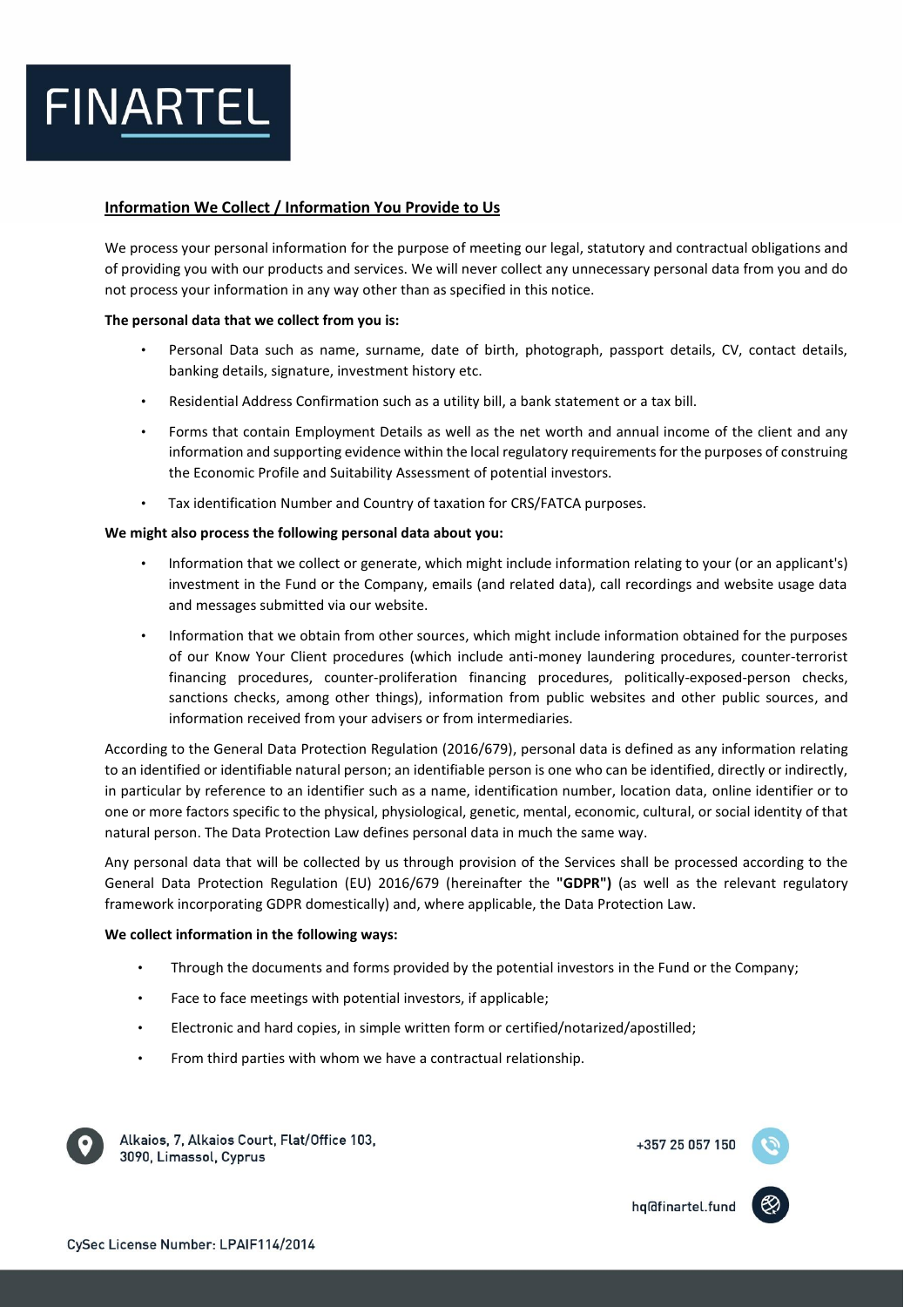## Information We Collect / Information You Provide to Us

We process your personal information for the purpose of meeting our legal, statutory and contractual obligations and of providing you with our products and services. We will never collect any unnecessary personal data from you and do not process your information in any way other than as specified in this notice.

**The personal data that we collect from you is:**

- Personal Data such as name, surname, date of birth, photograph, passport details, CV, contact details, banking details, signature, investment history etc.
- Residential Address Confirmation such as a utility bill, a bank statement or a tax bill.
- Forms that contain Employment Details as well as the net worth and annual income of the client and any information and supporting evidence within the local regulatory requirements for the purposes of construing the Economic Profile and Suitability Assessment of potential investors.
- Tax identification Number and Country of taxation for CRS/FATCA purposes.

**We might also process the following personal data about you:**

- Information that we collect or generate, which might include information relating to your (or an applicant's) investment in the Fund or the Company, emails (and related data), call recordings and website usage data and messages submitted via our website.
- Information that we obtain from other sources, which might include information obtained for the purposes of our Know Your Client procedures (which include anti-money laundering procedures, counter-terrorist financing procedures, counter-proliferation financing procedures, politically-exposed-person checks, sanctions checks, among other things), information from public websites and other public sources, and information received from your advisers or from intermediaries.

According to the General Data Protection Regulation (2016/679), personal data is defined as any information relating to an identified or identifiable natural person; an identifiable person is one who can be identified, directly or indirectly, in particular by reference to an identifier such as a name, identification number, location data, online identifier or to one or more factors specific to the physical, physiological, genetic, mental, economic, cultural, or social identity of that natural person. The Data Protection Law defines personal data in much the same way.

Any personal data that will be collected by us through provision of the Services shall be processed according to the General Data Protection Regulation (EU) 2016/679 (hereinafter the **"GDPR")** (as well as the relevant regulatory framework incorporating GDPR domestically) and, where applicable, the Data Protection Law.

**We collect information in the following ways:**

- Through the documents and forms provided by the potential investors in the Fund or the Company;
- Face to face meetings with potential investors, if applicable;
- Electronic and hard copies, in simple written form or certified/notarized/apostilled;
- From third parties with whom we have a contractual relationship.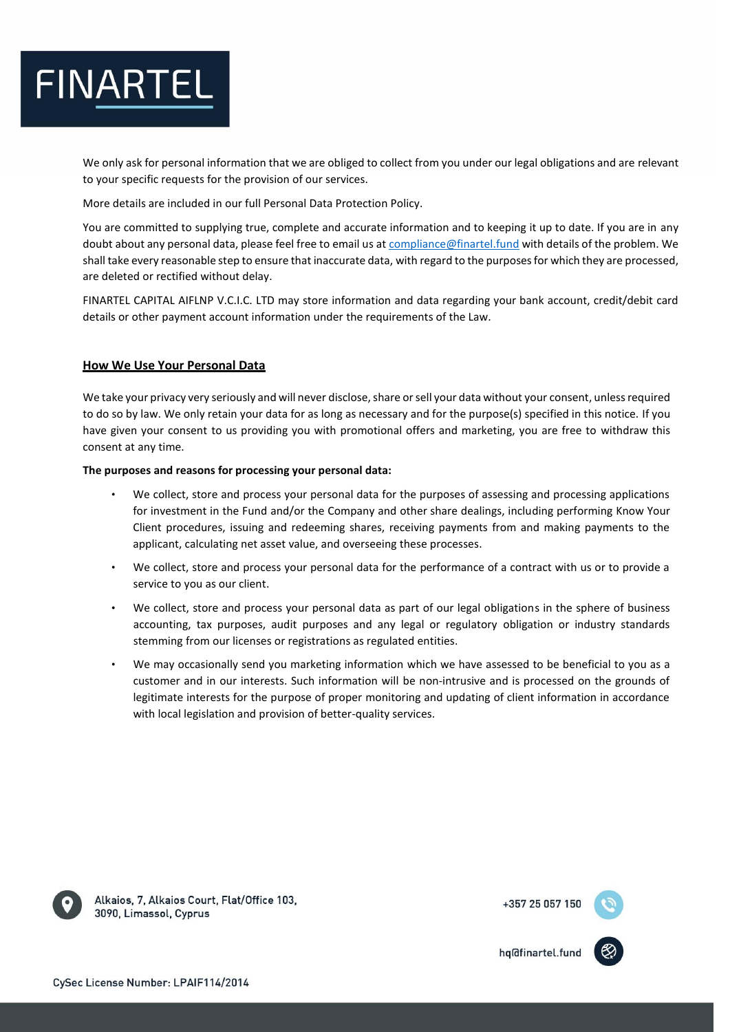We only ask for personal information that we are obliged to collect from you under our legal obligations and are relevant to your specific requests for the provision of our services.

More details are included in our full Personal Data Protection Policy.

You are committed to supplying true, complete and accurate information and to keeping it up to date. If you are in any doubt about any personal data, please feel free to email us at compliance@finartel.fund with details of the problem. We shall take every reasonable step to ensure that inaccurate data, with regard to the purposes for which they are processed, are deleted or rectified without delay.

FINARTEL CAPITAL AIFLNP V.C.I.C. LTD may store information and data regarding your bank account, credit/debit card details or other payment account information under the requirements of the Law.

## How We Use Your Personal Data

We take your privacy very seriously and will never disclose, share or sell your data without your consent, unless required to do so by law. We only retain your data for as long as necessary and for the purpose(s) specified in this notice. If you have given your consent to us providing you with promotional offers and marketing, you are free to withdraw this consent at any time.

**The purposes and reasons for processing your personal data:**

- We collect, store and process your personal data for the purposes of assessing and processing applications for investment in the Fund and/or the Company and other share dealings, including performing Know Your Client procedures, issuing and redeeming shares, receiving payments from and making payments to the applicant, calculating net asset value, and overseeing these processes.
- We collect, store and process your personal data for the performance of a contract with us or to provide a service to you as our client.
- We collect, store and process your personal data as part of our legal obligations in the sphere of business accounting, tax purposes, audit purposes and any legal or regulatory obligation or industry standards stemming from our licenses or registrations as regulated entities.
- We may occasionally send you marketing information which we have assessed to be beneficial to you as a customer and in our interests. Such information will be non-intrusive and is processed on the grounds of legitimate interests for the purpose of proper monitoring and updating of client information in accordance with local legislation and provision of better-quality services.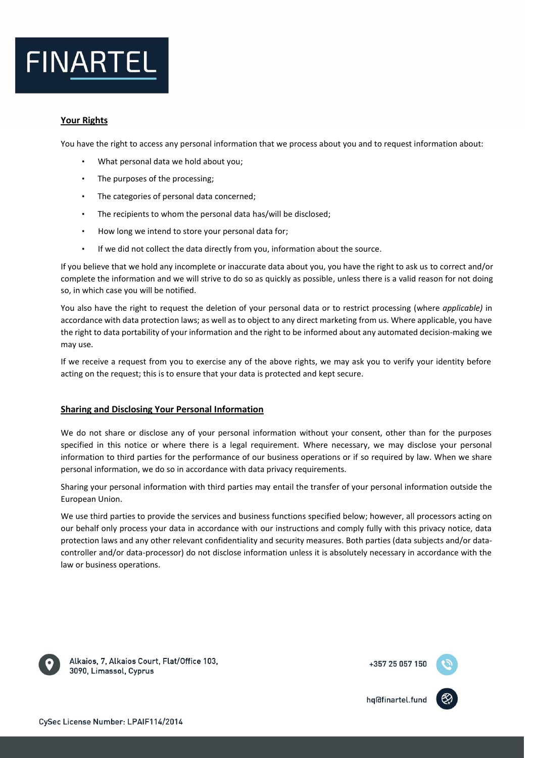## Your Rights

You have the right to access any personal information that we process about you and to request information about:

- What personal data we hold about you;
- The purposes of the processing;
- The categories of personal data concerned;
- The recipients to whom the personal data has/will be disclosed;
- How long we intend to store your personal data for;
- If we did not collect the data directly from you, information about the source.

If you believe that we hold any incomplete or inaccurate data about you, you have the right to ask us to correct and/or complete the information and we will strive to do so as quickly as possible, unless there is a valid reason for not doing so, in which case you will be notified.

You also have the right to request the deletion of your personal data or to restrict processing (where *applicable)* in accordance with data protection laws; as well as to object to any direct marketing from us. Where applicable, you have the right to data portability of your information and the right to be informed about any automated decision-making we may use.

If we receive a request from you to exercise any of the above rights, we may ask you to verify your identity before acting on the request; this is to ensure that your data is protected and kept secure.

## Sharing and Disclosing Your Personal Information

We do not share or disclose any of your personal information without your consent, other than for the purposes specified in this notice or where there is a legal requirement. Where necessary, we may disclose your personal information to third parties for the performance of our business operations or if so required by law. When we share personal information, we do so in accordance with data privacy requirements.

Sharing your personal information with third parties may entail the transfer of your personal information outside the European Union.

We use third parties to provide the services and business functions specified below; however, all processors acting on our behalf only process your data in accordance with our instructions and comply fully with this privacy notice, data protection laws and any other relevant confidentiality and security measures. Both parties (data subjects and/or data-controller and/or data-processor) do not disclose information unless it is absolutely necessary in accordance with the law or business operations.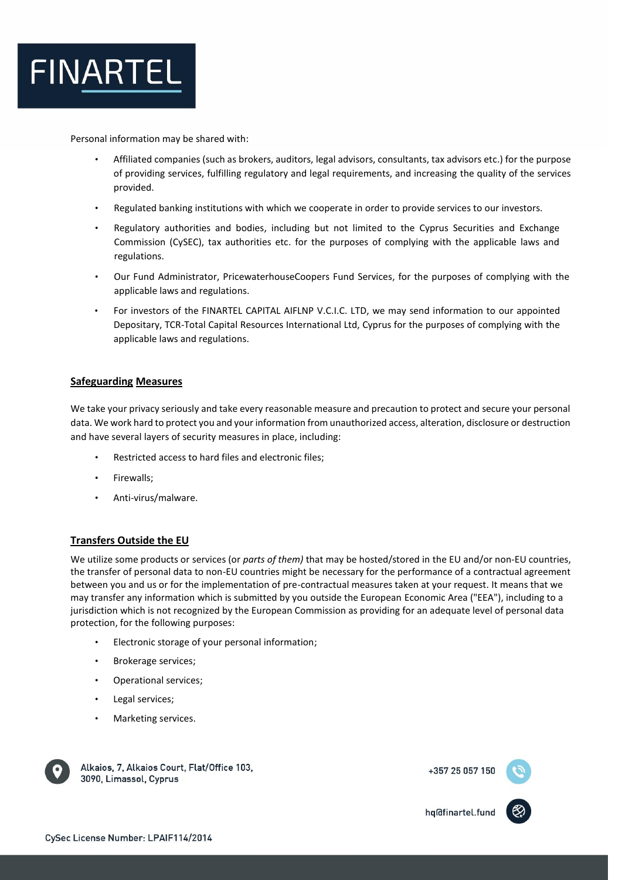Personal information may be shared with:

- Affiliated companies (such as brokers, auditors, legal advisors, consultants, tax advisors etc.) for the purpose of providing services, fulfilling regulatory and legal requirements, and increasing the quality of the services provided.
- Regulated banking institutions with which we cooperate in order to provide services to our investors.
- Regulatory authorities and bodies, including but not limited to the Cyprus Securities and Exchange Commission (CySEC), tax authorities etc. for the purposes of complying with the applicable laws and regulations.
- Our Fund Administrator, PricewaterhouseCoopers Fund Services, for the purposes of complying with the applicable laws and regulations.
- For investors of the FINARTEL CAPITAL AIFLNP V.C.I.C. LTD, we may send information to our appointed Depositary, TCR-Total Capital Resources International Ltd, Cyprus for the purposes of complying with the applicable laws and regulations.

## Safeguarding Measures

We take your privacy seriously and take every reasonable measure and precaution to protect and secure your personal data. We work hard to protect you and your information from unauthorized access, alteration, disclosure or destruction and have several layers of security measures in place, including:

- Restricted access to hard files and electronic files;
- Firewalls;
- Anti-virus/malware.

## Transfers Outside the EU

We utilize some products or services (or *parts of them)* that may be hosted/stored in the EU and/or non-EU countries, the transfer of personal data to non-EU countries might be necessary for the performance of a contractual agreement between you and us or for the implementation of pre-contractual measures taken at your request. It means that we may transfer any information which is submitted by you outside the European Economic Area ("EEA"), including to a jurisdiction which is not recognized by the European Commission as providing for an adequate level of personal data protection, for the following purposes:

- Electronic storage of your personal information;
- Brokerage services;
- Operational services;
- Legal services;
- Marketing services.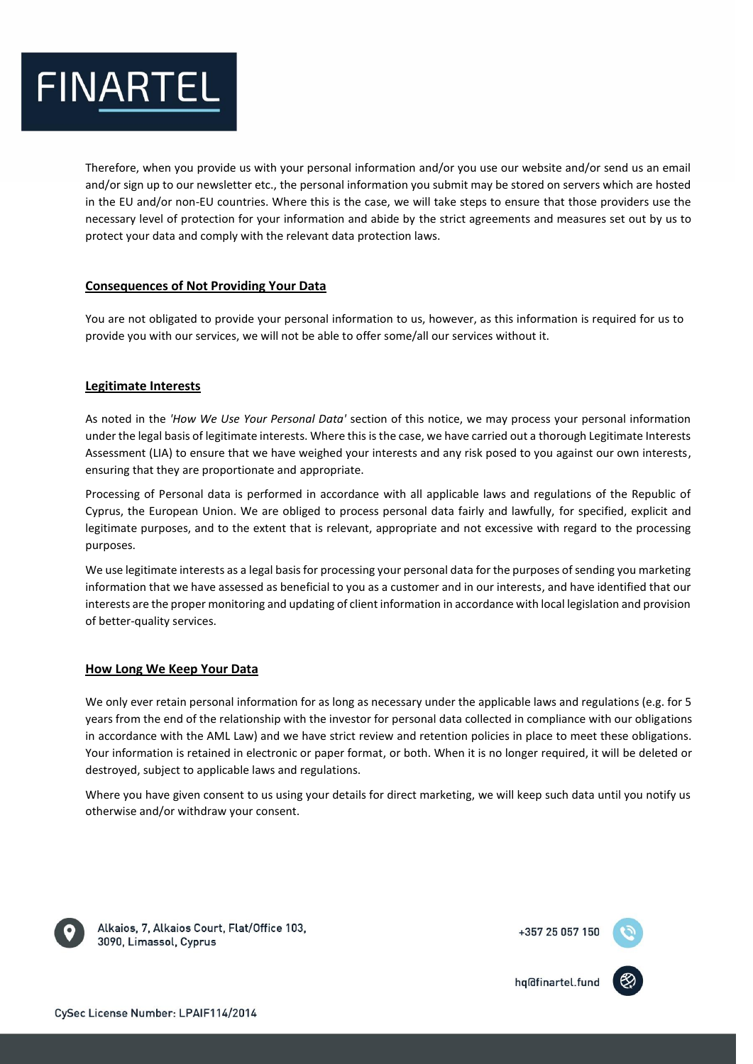Therefore, when you provide us with your personal information and/or you use our website and/or send us an email and/or sign up to our newsletter etc., the personal information you submit may be stored on servers which are hosted in the EU and/or non-EU countries. Where this is the case, we will take steps to ensure that those providers use the necessary level of protection for your information and abide by the strict agreements and measures set out by us to protect your data and comply with the relevant data protection laws.

## Consequences of Not Providing Your Data

You are not obligated to provide your personal information to us, however, as this information is required for us to provide you with our services, we will not be able to offer some/all our services without it.

## Legitimate Interests

As noted in the *'How We Use Your Personal Data'* section of this notice, we may process your personal information under the legal basis of legitimate interests. Where this is the case, we have carried out a thorough Legitimate Interests Assessment (LIA) to ensure that we have weighed your interests and any risk posed to you against our own interests, ensuring that they are proportionate and appropriate.

Processing of Personal data is performed in accordance with all applicable laws and regulations of the Republic of Cyprus, the European Union. We are obliged to process personal data fairly and lawfully, for specified, explicit and legitimate purposes, and to the extent that is relevant, appropriate and not excessive with regard to the processing purposes.

We use legitimate interests as a legal basis for processing your personal data for the purposes of sending you marketing information that we have assessed as beneficial to you as a customer and in our interests, and have identified that our interests are the proper monitoring and updating of client information in accordance with local legislation and provision of better-quality services.

## How Long We Keep Your Data

We only ever retain personal information for as long as necessary under the applicable laws and regulations (e.g. for 5 years from the end of the relationship with the investor for personal data collected in compliance with our obligations in accordance with the AML Law) and we have strict review and retention policies in place to meet these obligations. Your information is retained in electronic or paper format, or both. When it is no longer required, it will be deleted or destroyed, subject to applicable laws and regulations.

Where you have given consent to us using your details for direct marketing, we will keep such data until you notify us otherwise and/or withdraw your consent.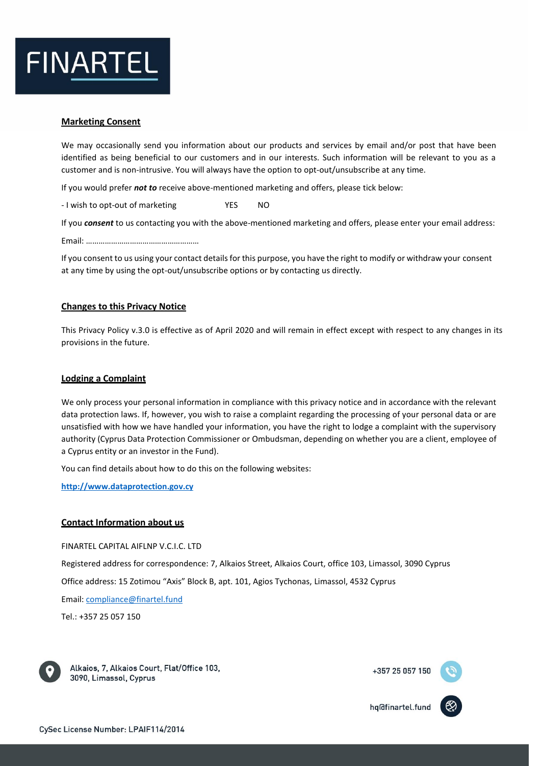## Marketing Consent

We may occasionally send you information about our products and services by email and/or post that have been identified as being beneficial to our customers and in our interests. Such information will be relevant to you as a customer and is non-intrusive. You will always have the option to opt-out/unsubscribe at any time.

If you would prefer ***not to*** receive above-mentioned marketing and offers, please tick below:

- I wish to opt-out of marketing YES NO

If you ***consent*** to us contacting you with the above-mentioned marketing and offers, please enter your email address:

Email: ………………………………………………

If you consent to us using your contact details for this purpose, you have the right to modify or withdraw your consent at any time by using the opt-out/unsubscribe options or by contacting us directly.

## Changes to this Privacy Notice

This Privacy Policy v.3.0 is effective as of April 2020 and will remain in effect except with respect to any changes in its provisions in the future.

## Lodging a Complaint

We only process your personal information in compliance with this privacy notice and in accordance with the relevant data protection laws. If, however, you wish to raise a complaint regarding the processing of your personal data or are unsatisfied with how we have handled your information, you have the right to lodge a complaint with the supervisory authority (Cyprus Data Protection Commissioner or Ombudsman, depending on whether you are a client, employee of a Cyprus entity or an investor in the Fund).

You can find details about how to do this on the following websites:

**http://www.dataprotection.gov.cy**

## Contact Information about us

FINARTEL CAPITAL AIFLNP V.C.I.C. LTD

Registered address for correspondence: 7, Alkaios Street, Alkaios Court, office 103, Limassol, 3090 Cyprus

Office address: 15 Zotimou "Axis" Block B, apt. 101, Agios Tychonas, Limassol, 4532 Cyprus

Email: compliance@finartel.fund

Tel.: +357 25 057 150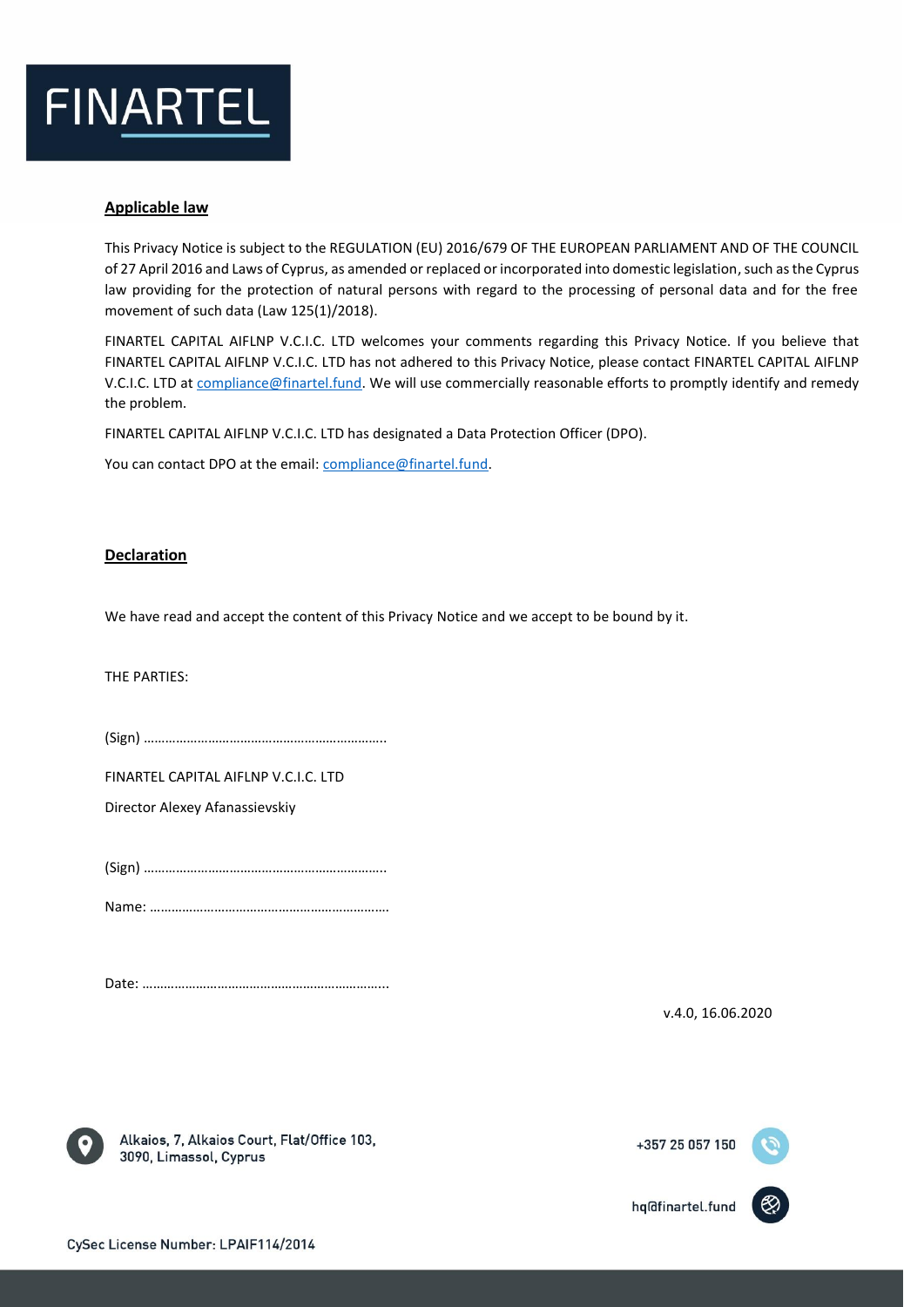**Applicable law**

This Privacy Notice is subject to the REGULATION (EU) 2016/679 OF THE EUROPEAN PARLIAMENT AND OF THE COUNCIL of 27 April 2016 and Laws of Cyprus, as amended or replaced or incorporated into domestic legislation, such as the Cyprus law providing for the protection of natural persons with regard to the processing of personal data and for the free movement of such data (Law 125(1)/2018).

FINARTEL CAPITAL AIFLNP V.C.I.C. LTD welcomes your comments regarding this Privacy Notice. If you believe that FINARTEL CAPITAL AIFLNP V.C.I.C. LTD has not adhered to this Privacy Notice, please contact FINARTEL CAPITAL AIFLNP V.C.I.C. LTD at compliance@finartel.fund. We will use commercially reasonable efforts to promptly identify and remedy the problem.

FINARTEL CAPITAL AIFLNP V.C.I.C. LTD has designated a Data Protection Officer (DPO).

You can contact DPO at the email: compliance@finartel.fund.

**Declaration**

We have read and accept the content of this Privacy Notice and we accept to be bound by it.

THE PARTIES:

(Sign) …………………………………………………………..

FINARTEL CAPITAL AIFLNP V.C.I.C. LTD

Director Alexey Afanassievskiy

(Sign) …………………………………………………………..

Name: ……………………………………………………………

Date: ……………………………………………………………..

v.4.0, 16.06.2020

Alkaios, 7, Alkaios Court, Flat/Office 103, 3090, Limassol, Cyprus

+357 25 057 150

hq@finartel.fund

CySec License Number: LPAIF114/2014